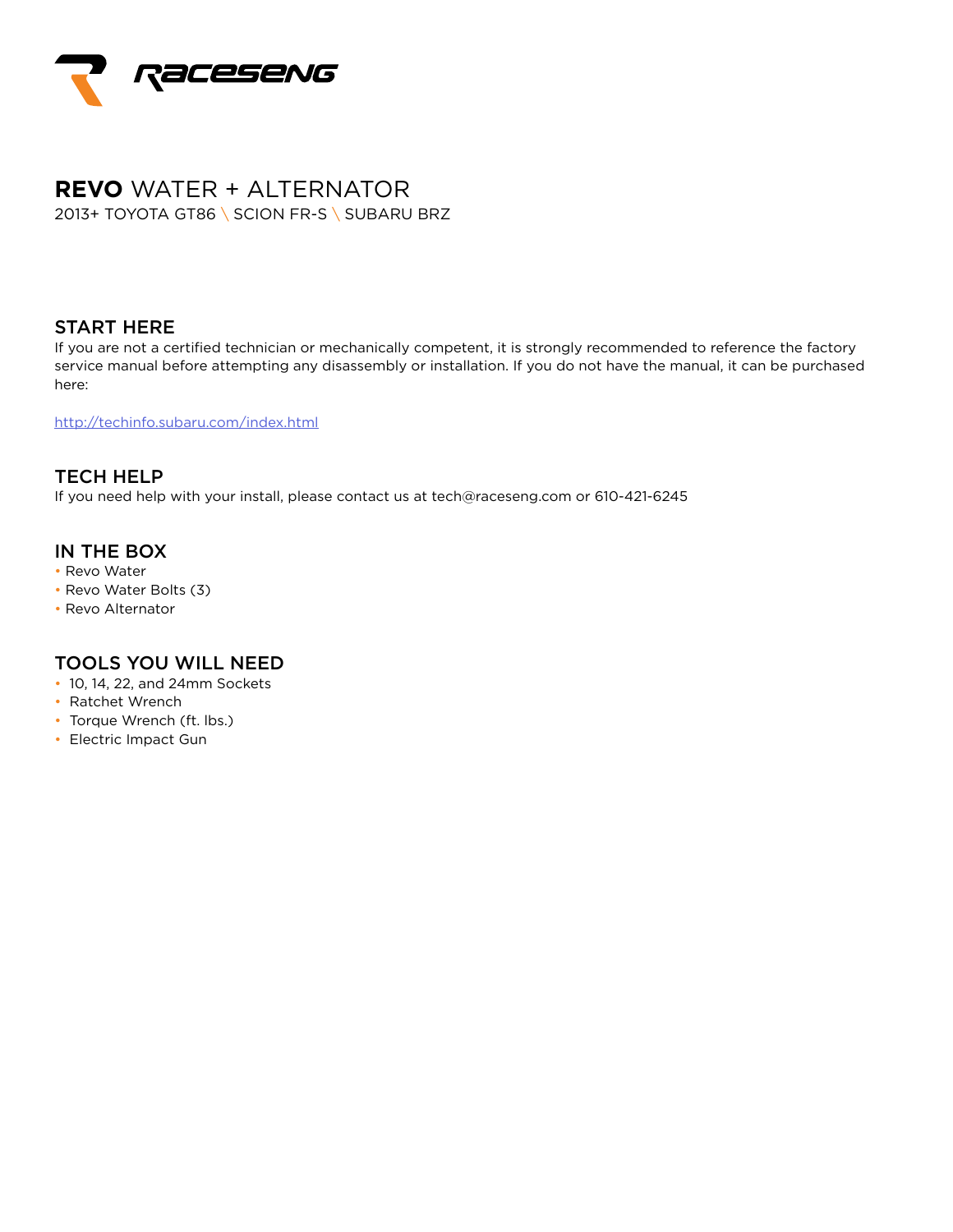# RACESENG

# **REVO** WATER + ALTERNATOR

2013+ TOYOTA GT86 \ SCION FR-S \ SUBARU BRZ

## START HERE

If you are not a certified technician or mechanically competent, it is strongly recommended to reference the factory service manual before attempting any disassembly or installation. If you do not have the manual, it can be purchased here:

http://techinfo.subaru.com/index.html

## TECH HELP

If you need help with your install, please contact us at tech@raceseng.com or 610-421-6245

## IN THE BOX

- Revo Water
- Revo Water Bolts (3)
- Revo Alternator

## TOOLS YOU WILL NEED

- 10, 14, 22, and 24mm Sockets
- Ratchet Wrench
- Torque Wrench (ft. lbs.)
- Electric Impact Gun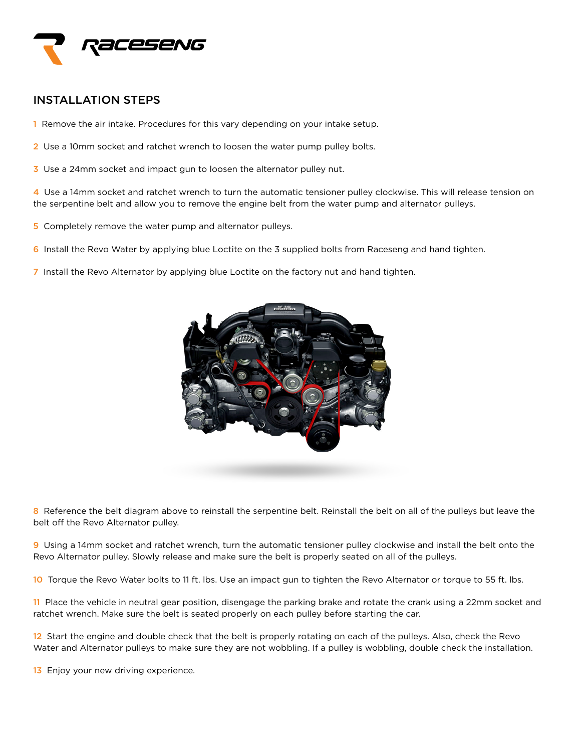## INSTALLATION STEPS

1 Remove the air intake. Procedures for this vary depending on your intake setup.

2 Use a 10mm socket and ratchet wrench to loosen the water pump pulley bolts.

3 Use a 24mm socket and impact gun to loosen the alternator pulley nut.

4 Use a 14mm socket and ratchet wrench to turn the automatic tensioner pulley clockwise. This will release tension on the serpentine belt and allow you to remove the engine belt from the water pump and alternator pulleys.

5 Completely remove the water pump and alternator pulleys.

6 Install the Revo Water by applying blue Loctite on the 3 supplied bolts from Raceseng and hand tighten.

7 Install the Revo Alternator by applying blue Loctite on the factory nut and hand tighten.

8 Reference the belt diagram above to reinstall the serpentine belt. Reinstall the belt on all of the pulleys but leave the belt off the Revo Alternator pulley.

9 Using a 14mm socket and ratchet wrench, turn the automatic tensioner pulley clockwise and install the belt onto the Revo Alternator pulley. Slowly release and make sure the belt is properly seated on all of the pulleys.

10 Torque the Revo Water bolts to 11 ft. lbs. Use an impact gun to tighten the Revo Alternator or torque to 55 ft. lbs.

11 Place the vehicle in neutral gear position, disengage the parking brake and rotate the crank using a 22mm socket and ratchet wrench. Make sure the belt is seated properly on each pulley before starting the car.

12 Start the engine and double check that the belt is properly rotating on each of the pulleys. Also, check the Revo Water and Alternator pulleys to make sure they are not wobbling. If a pulley is wobbling, double check the installation.

13 Enjoy your new driving experience.